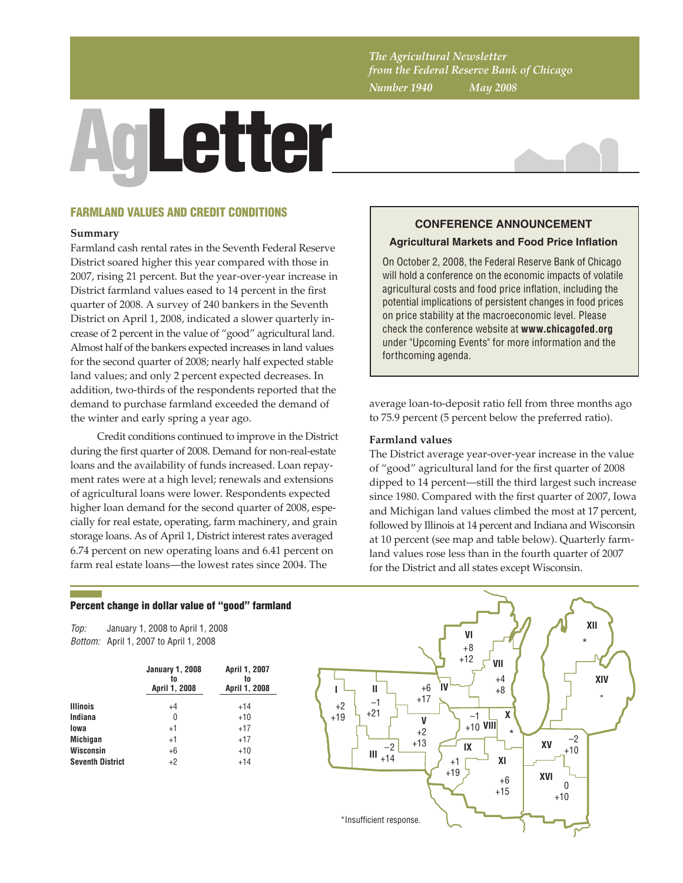*The Agricultural Newsletter from the Federal Reserve Bank of Chicago*

*Number 1940 May 2008*

# AgLetter

## FARMLAND VALUES AND CREDIT CONDITIONS

### Summary

Farmland cash rental rates in the Seventh Federal Reserve District soared higher this year compared with those in 2007, rising 21 percent. But the year-over-year increase in District farmland values eased to 14 percent in the first quarter of 2008. A survey of 240 bankers in the Seventh District on April 1, 2008, indicated a slower quarterly increase of 2 percent in the value of "good" agricultural land. Almost half of the bankers expected increases in land values for the second quarter of 2008; nearly half expected stable land values; and only 2 percent expected decreases. In addition, two-thirds of the respondents reported that the demand to purchase farmland exceeded the demand of the winter and early spring a year ago.

Credit conditions continued to improve in the District during the first quarter of 2008. Demand for non-real-estate loans and the availability of funds increased. Loan repayment rates were at a high level; renewals and extensions of agricultural loans were lower. Respondents expected higher loan demand for the second quarter of 2008, especially for real estate, operating, farm machinery, and grain storage loans. As of April 1, District interest rates averaged 6.74 percent on new operating loans and 6.41 percent on farm real estate loans—the lowest rates since 2004. The average loan-to-deposit ratio fell from three months ago to 75.9 percent (5 percent below the preferred ratio).

> **CONFERENCE ANNOUNCEMENT**
>
> **Agricultural Markets and Food Price Inflation**
>
> On October 2, 2008, the Federal Reserve Bank of Chicago will hold a conference on the economic impacts of volatile agricultural costs and food price inflation, including the potential implications of persistent changes in food prices on price stability at the macroeconomic level. Please check the conference website at **www.chicagofed.org** under "Upcoming Events" for more information and the forthcoming agenda.

### Farmland values

The District average year-over-year increase in the value of "good" agricultural land for the first quarter of 2008 dipped to 14 percent—still the third largest such increase since 1980. Compared with the first quarter of 2007, Iowa and Michigan land values climbed the most at 17 percent, followed by Illinois at 14 percent and Indiana and Wisconsin at 10 percent (see map and table below). Quarterly farmland values rose less than in the fourth quarter of 2007 for the District and all states except Wisconsin.

**Percent change in dollar value of "good" farmland**

*Top:* January 1, 2008 to April 1, 2008
*Bottom:* April 1, 2007 to April 1, 2008

| | January 1, 2008 to April 1, 2008 | April 1, 2007 to April 1, 2008 |
|---|---|---|
| Illinois | +4 | +14 |
| Indiana | 0 | +10 |
| Iowa | +1 | +17 |
| Michigan | +1 | +17 |
| Wisconsin | +6 | +10 |
| Seventh District | +2 | +14 |

| District | Top | Bottom |
|---|---|---|
| I | +2 | +19 |
| II | −1 | +21 |
| III | −2 | +14 |
| IV | +6 | +17 |
| V | +2 | +13 |
| VI | +8 | +12 |
| VII | +4 | +8 |
| VIII | −1 | +10 |
| IX | +1 | +19 |
| X | * | |
| XI | +6 | +15 |
| XII | * | |
| XIV | * | |
| XV | −2 | +10 |
| XVI | 0 | +10 |

*Insufficient response.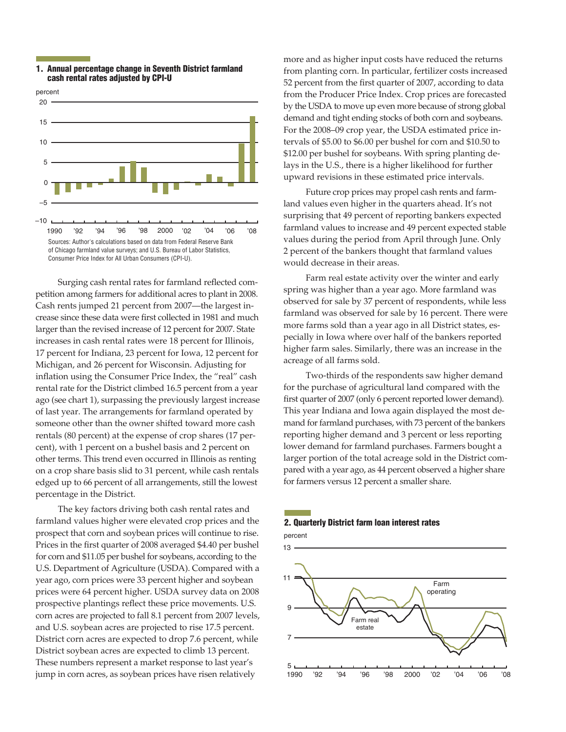**1. Annual percentage change in Seventh District farmland cash rental rates adjusted by CPI-U**

Sources: Author's calculations based on data from Federal Reserve Bank of Chicago farmland value surveys; and U.S. Bureau of Labor Statistics, Consumer Price Index for All Urban Consumers (CPI-U).

Surging cash rental rates for farmland reflected competition among farmers for additional acres to plant in 2008. Cash rents jumped 21 percent from 2007—the largest increase since these data were first collected in 1981 and much larger than the revised increase of 12 percent for 2007. State increases in cash rental rates were 18 percent for Illinois, 17 percent for Indiana, 23 percent for Iowa, 12 percent for Michigan, and 26 percent for Wisconsin. Adjusting for inflation using the Consumer Price Index, the "real" cash rental rate for the District climbed 16.5 percent from a year ago (see chart 1), surpassing the previously largest increase of last year. The arrangements for farmland operated by someone other than the owner shifted toward more cash rentals (80 percent) at the expense of crop shares (17 percent), with 1 percent on a bushel basis and 2 percent on other terms. This trend even occurred in Illinois as renting on a crop share basis slid to 31 percent, while cash rentals edged up to 66 percent of all arrangements, still the lowest percentage in the District.

The key factors driving both cash rental rates and farmland values higher were elevated crop prices and the prospect that corn and soybean prices will continue to rise. Prices in the first quarter of 2008 averaged $4.40 per bushel for corn and $11.05 per bushel for soybeans, according to the U.S. Department of Agriculture (USDA). Compared with a year ago, corn prices were 33 percent higher and soybean prices were 64 percent higher. USDA survey data on 2008 prospective plantings reflect these price movements. U.S. corn acres are projected to fall 8.1 percent from 2007 levels, and U.S. soybean acres are projected to rise 17.5 percent. District corn acres are expected to drop 7.6 percent, while District soybean acres are expected to climb 13 percent. These numbers represent a market response to last year's jump in corn acres, as soybean prices have risen relatively more and as higher input costs have reduced the returns from planting corn. In particular, fertilizer costs increased 52 percent from the first quarter of 2007, according to data from the Producer Price Index. Crop prices are forecasted by the USDA to move up even more because of strong global demand and tight ending stocks of both corn and soybeans. For the 2008–09 crop year, the USDA estimated price intervals of $5.00 to $6.00 per bushel for corn and $10.50 to $12.00 per bushel for soybeans. With spring planting delays in the U.S., there is a higher likelihood for further upward revisions in these estimated price intervals.

Future crop prices may propel cash rents and farmland values even higher in the quarters ahead. It's not surprising that 49 percent of reporting bankers expected farmland values to increase and 49 percent expected stable values during the period from April through June. Only 2 percent of the bankers thought that farmland values would decrease in their areas.

Farm real estate activity over the winter and early spring was higher than a year ago. More farmland was observed for sale by 37 percent of respondents, while less farmland was observed for sale by 16 percent. There were more farms sold than a year ago in all District states, especially in Iowa where over half of the bankers reported higher farm sales. Similarly, there was an increase in the acreage of all farms sold.

Two-thirds of the respondents saw higher demand for the purchase of agricultural land compared with the first quarter of 2007 (only 6 percent reported lower demand). This year Indiana and Iowa again displayed the most demand for farmland purchases, with 73 percent of the bankers reporting higher demand and 3 percent or less reporting lower demand for farmland purchases. Farmers bought a larger portion of the total acreage sold in the District compared with a year ago, as 44 percent observed a higher share for farmers versus 12 percent a smaller share.

**2. Quarterly District farm loan interest rates**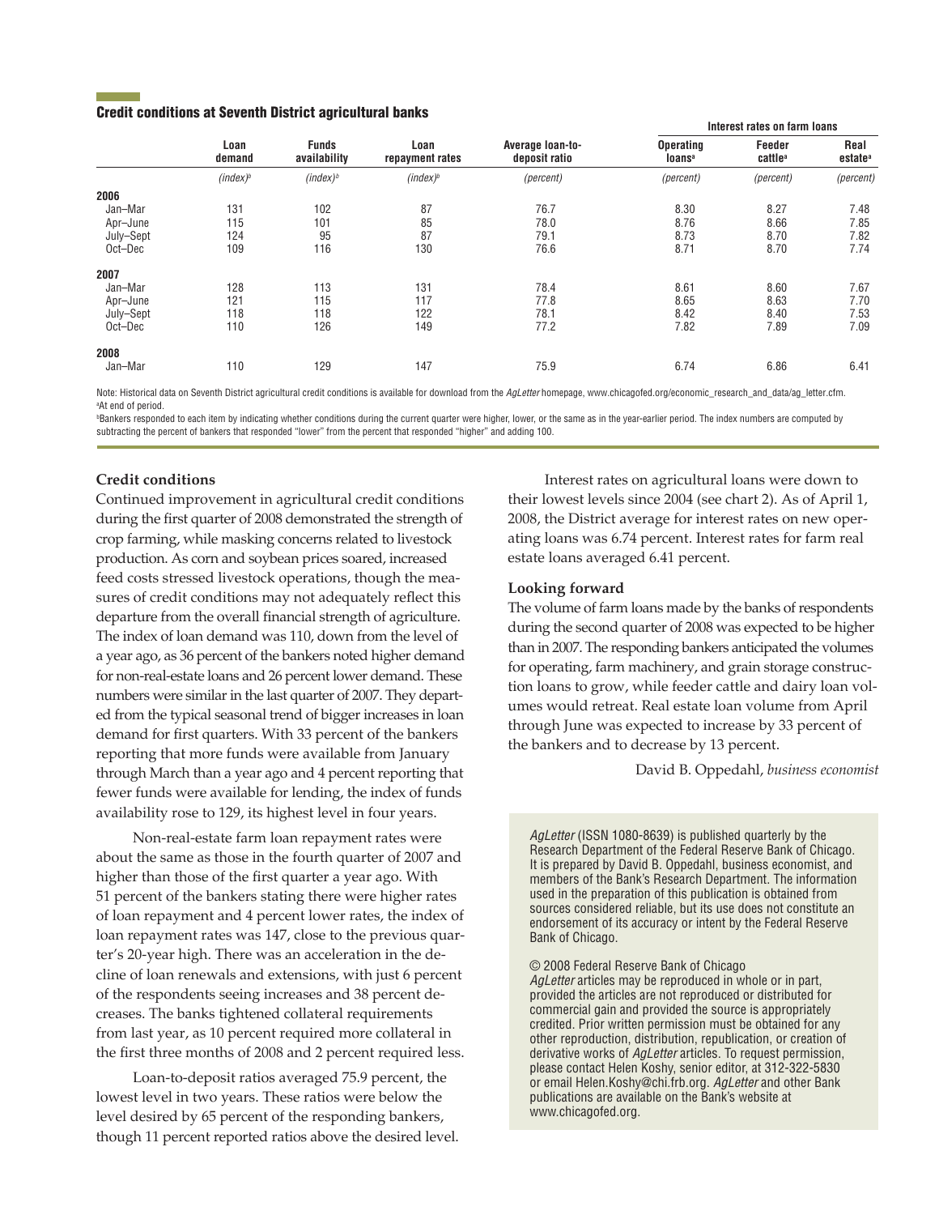## Credit conditions at Seventh District agricultural banks

| | Loan demand | Funds availability | Loan repayment rates | Average loan-to-deposit ratio | Interest rates on farm loans | | |
|---|---|---|---|---|---|---|---|
| | | | | | Operating loans[a] | Feeder cattle[a] | Real estate[a] |
| | *(index)*[b] | *(index)*[b] | *(index)*[b] | *(percent)* | *(percent)* | *(percent)* | *(percent)* |
| **2006** | | | | | | | |
| Jan–Mar | 131 | 102 | 87 | 76.7 | 8.30 | 8.27 | 7.48 |
| Apr–June | 115 | 101 | 85 | 78.0 | 8.76 | 8.66 | 7.85 |
| July–Sept | 124 | 95 | 87 | 79.1 | 8.73 | 8.70 | 7.82 |
| Oct–Dec | 109 | 116 | 130 | 76.6 | 8.71 | 8.70 | 7.74 |
| **2007** | | | | | | | |
| Jan–Mar | 128 | 113 | 131 | 78.4 | 8.61 | 8.60 | 7.67 |
| Apr–June | 121 | 115 | 117 | 77.8 | 8.65 | 8.63 | 7.70 |
| July–Sept | 118 | 118 | 122 | 78.1 | 8.42 | 8.40 | 7.53 |
| Oct–Dec | 110 | 126 | 149 | 77.2 | 7.82 | 7.89 | 7.09 |
| **2008** | | | | | | | |
| Jan–Mar | 110 | 129 | 147 | 75.9 | 6.74 | 6.86 | 6.41 |

Note: Historical data on Seventh District agricultural credit conditions is available for download from the *AgLetter* homepage, www.chicagofed.org/economic_research_and_data/ag_letter.cfm.
[a]At end of period.
[b]Bankers responded to each item by indicating whether conditions during the current quarter were higher, lower, or the same as in the year-earlier period. The index numbers are computed by subtracting the percent of bankers that responded "lower" from the percent that responded "higher" and adding 100.

### Credit conditions

Continued improvement in agricultural credit conditions during the first quarter of 2008 demonstrated the strength of crop farming, while masking concerns related to livestock production. As corn and soybean prices soared, increased feed costs stressed livestock operations, though the measures of credit conditions may not adequately reflect this departure from the overall financial strength of agriculture. The index of loan demand was 110, down from the level of a year ago, as 36 percent of the bankers noted higher demand for non-real-estate loans and 26 percent lower demand. These numbers were similar in the last quarter of 2007. They departed from the typical seasonal trend of bigger increases in loan demand for first quarters. With 33 percent of the bankers reporting that more funds were available from January through March than a year ago and 4 percent reporting that fewer funds were available for lending, the index of funds availability rose to 129, its highest level in four years.

Non-real-estate farm loan repayment rates were about the same as those in the fourth quarter of 2007 and higher than those of the first quarter a year ago. With 51 percent of the bankers stating there were higher rates of loan repayment and 4 percent lower rates, the index of loan repayment rates was 147, close to the previous quarter's 20-year high. There was an acceleration in the decline of loan renewals and extensions, with just 6 percent of the respondents seeing increases and 38 percent decreases. The banks tightened collateral requirements from last year, as 10 percent required more collateral in the first three months of 2008 and 2 percent required less.

Loan-to-deposit ratios averaged 75.9 percent, the lowest level in two years. These ratios were below the level desired by 65 percent of the responding bankers, though 11 percent reported ratios above the desired level.

Interest rates on agricultural loans were down to their lowest levels since 2004 (see chart 2). As of April 1, 2008, the District average for interest rates on new operating loans was 6.74 percent. Interest rates for farm real estate loans averaged 6.41 percent.

### Looking forward

The volume of farm loans made by the banks of respondents during the second quarter of 2008 was expected to be higher than in 2007. The responding bankers anticipated the volumes for operating, farm machinery, and grain storage construction loans to grow, while feeder cattle and dairy loan volumes would retreat. Real estate loan volume from April through June was expected to increase by 33 percent of the bankers and to decrease by 13 percent.

David B. Oppedahl, *business economist*

*AgLetter* (ISSN 1080-8639) is published quarterly by the Research Department of the Federal Reserve Bank of Chicago. It is prepared by David B. Oppedahl, business economist, and members of the Bank's Research Department. The information used in the preparation of this publication is obtained from sources considered reliable, but its use does not constitute an endorsement of its accuracy or intent by the Federal Reserve Bank of Chicago.

© 2008 Federal Reserve Bank of Chicago
*AgLetter* articles may be reproduced in whole or in part, provided the articles are not reproduced or distributed for commercial gain and provided the source is appropriately credited. Prior written permission must be obtained for any other reproduction, distribution, republication, or creation of derivative works of *AgLetter* articles. To request permission, please contact Helen Koshy, senior editor, at 312-322-5830 or email Helen.Koshy@chi.frb.org. *AgLetter* and other Bank publications are available on the Bank's website at www.chicagofed.org.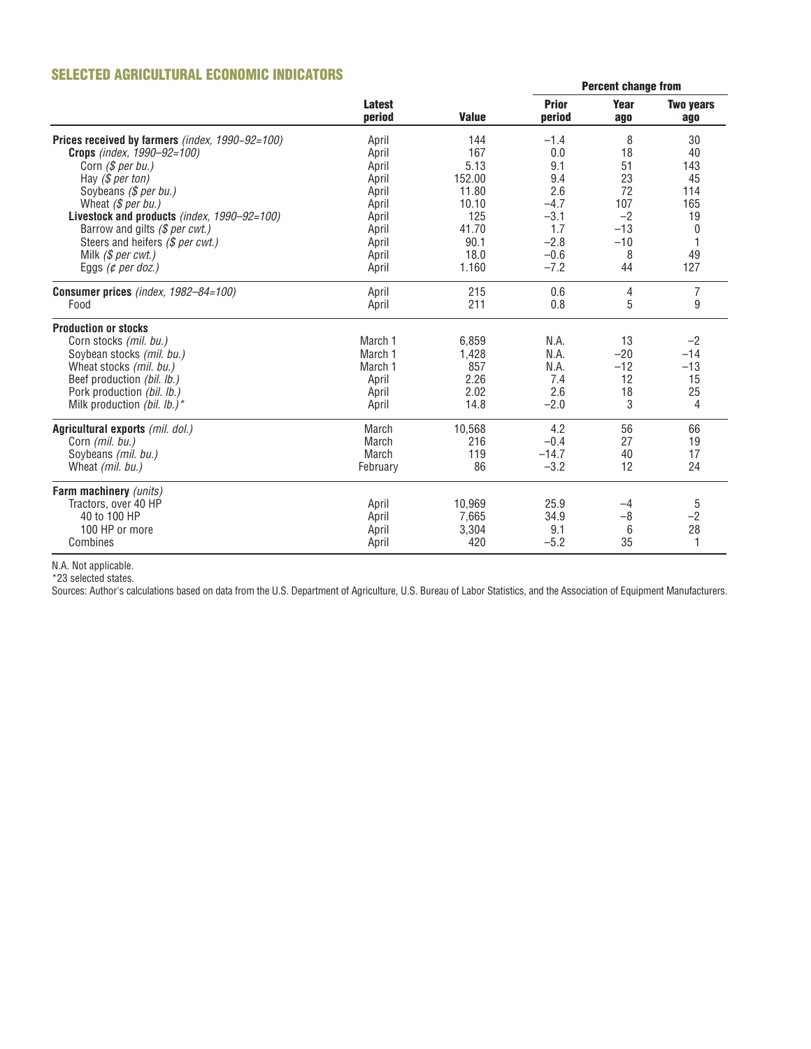## SELECTED AGRICULTURAL ECONOMIC INDICATORS

| | Latest period | Value | Percent change from: Prior period | Year ago | Two years ago |
|---|---|---|---|---|---|
| **Prices received by farmers** *(index, 1990–92=100)* | April | 144 | −1.4 | 8 | 30 |
| **Crops** *(index, 1990–92=100)* | April | 167 | 0.0 | 18 | 40 |
| Corn *($ per bu.)* | April | 5.13 | 9.1 | 51 | 143 |
| Hay *($ per ton)* | April | 152.00 | 9.4 | 23 | 45 |
| Soybeans *($ per bu.)* | April | 11.80 | 2.6 | 72 | 114 |
| Wheat *($ per bu.)* | April | 10.10 | −4.7 | 107 | 165 |
| **Livestock and products** *(index, 1990–92=100)* | April | 125 | −3.1 | −2 | 19 |
| Barrow and gilts *($ per cwt.)* | April | 41.70 | 1.7 | −13 | 0 |
| Steers and heifers *($ per cwt.)* | April | 90.1 | −2.8 | −10 | 1 |
| Milk *($ per cwt.)* | April | 18.0 | −0.6 | 8 | 49 |
| Eggs *(¢ per doz.)* | April | 1.160 | −7.2 | 44 | 127 |
| **Consumer prices** *(index, 1982–84=100)* | April | 215 | 0.6 | 4 | 7 |
| Food | April | 211 | 0.8 | 5 | 9 |
| **Production or stocks** | | | | | |
| Corn stocks *(mil. bu.)* | March 1 | 6,859 | N.A. | 13 | −2 |
| Soybean stocks *(mil. bu.)* | March 1 | 1,428 | N.A. | −20 | −14 |
| Wheat stocks *(mil. bu.)* | March 1 | 857 | N.A. | −12 | −13 |
| Beef production *(bil. lb.)* | April | 2.26 | 7.4 | 12 | 15 |
| Pork production *(bil. lb.)* | April | 2.02 | 2.6 | 18 | 25 |
| Milk production *(bil. lb.)** | April | 14.8 | −2.0 | 3 | 4 |
| **Agricultural exports** *(mil. dol.)* | March | 10,568 | 4.2 | 56 | 66 |
| Corn *(mil. bu.)* | March | 216 | −0.4 | 27 | 19 |
| Soybeans *(mil. bu.)* | March | 119 | −14.7 | 40 | 17 |
| Wheat *(mil. bu.)* | February | 86 | −3.2 | 12 | 24 |
| **Farm machinery** *(units)* | | | | | |
| Tractors, over 40 HP | April | 10,969 | 25.9 | −4 | 5 |
| 40 to 100 HP | April | 7,665 | 34.9 | −8 | −2 |
| 100 HP or more | April | 3,304 | 9.1 | 6 | 28 |
| Combines | April | 420 | −5.2 | 35 | 1 |

N.A. Not applicable.

*23 selected states.

Sources: Author's calculations based on data from the U.S. Department of Agriculture, U.S. Bureau of Labor Statistics, and the Association of Equipment Manufacturers.